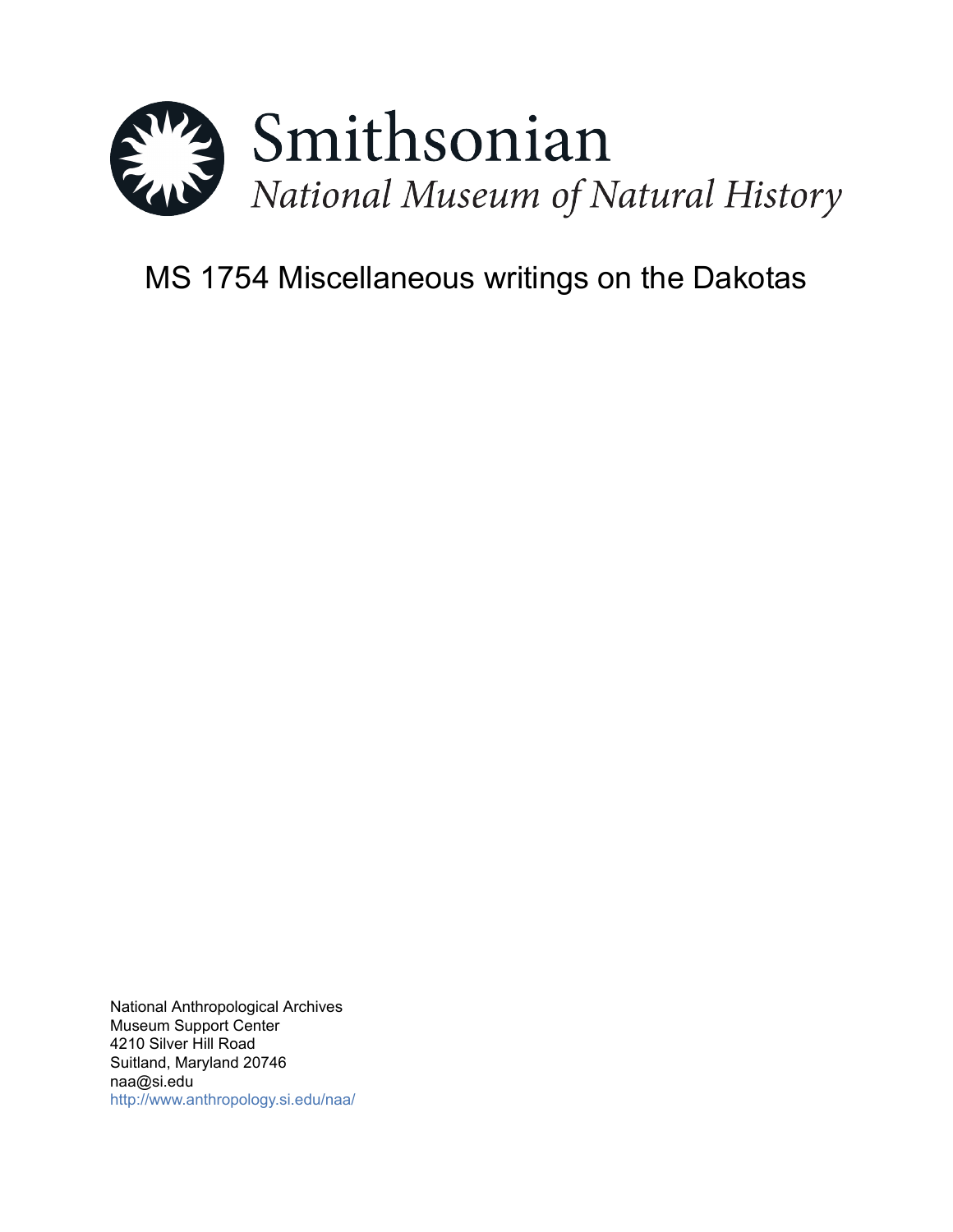Smithsonian

*National Museum of Natural History*

# MS 1754 Miscellaneous writings on the Dakotas

National Anthropological Archives
Museum Support Center
4210 Silver Hill Road
Suitland, Maryland 20746
naa@si.edu
http://www.anthropology.si.edu/naa/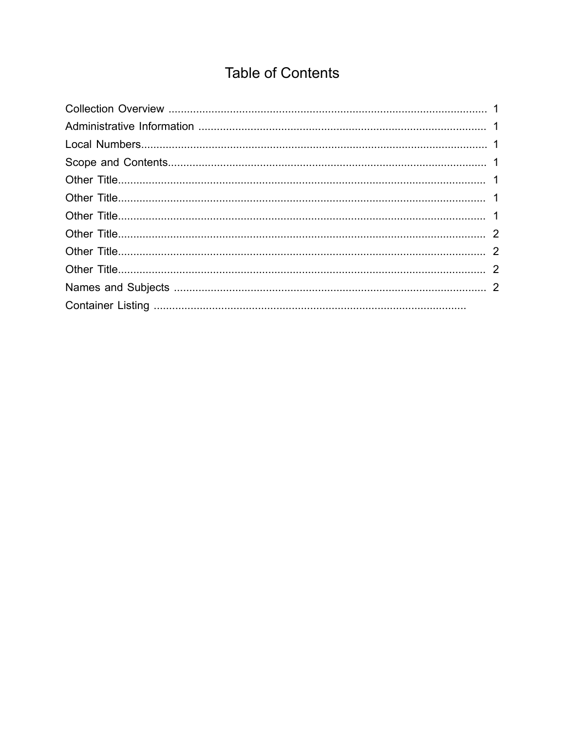# Table of Contents

Collection Overview ........................................................................................................ 1
Administrative Information ............................................................................................. 1
Local Numbers................................................................................................................ 1
Scope and Contents........................................................................................................ 1
Other Title....................................................................................................................... 1
Other Title....................................................................................................................... 1
Other Title....................................................................................................................... 1
Other Title....................................................................................................................... 2
Other Title....................................................................................................................... 2
Other Title....................................................................................................................... 2
Names and Subjects ...................................................................................................... 2
Container Listing ......................................................................................................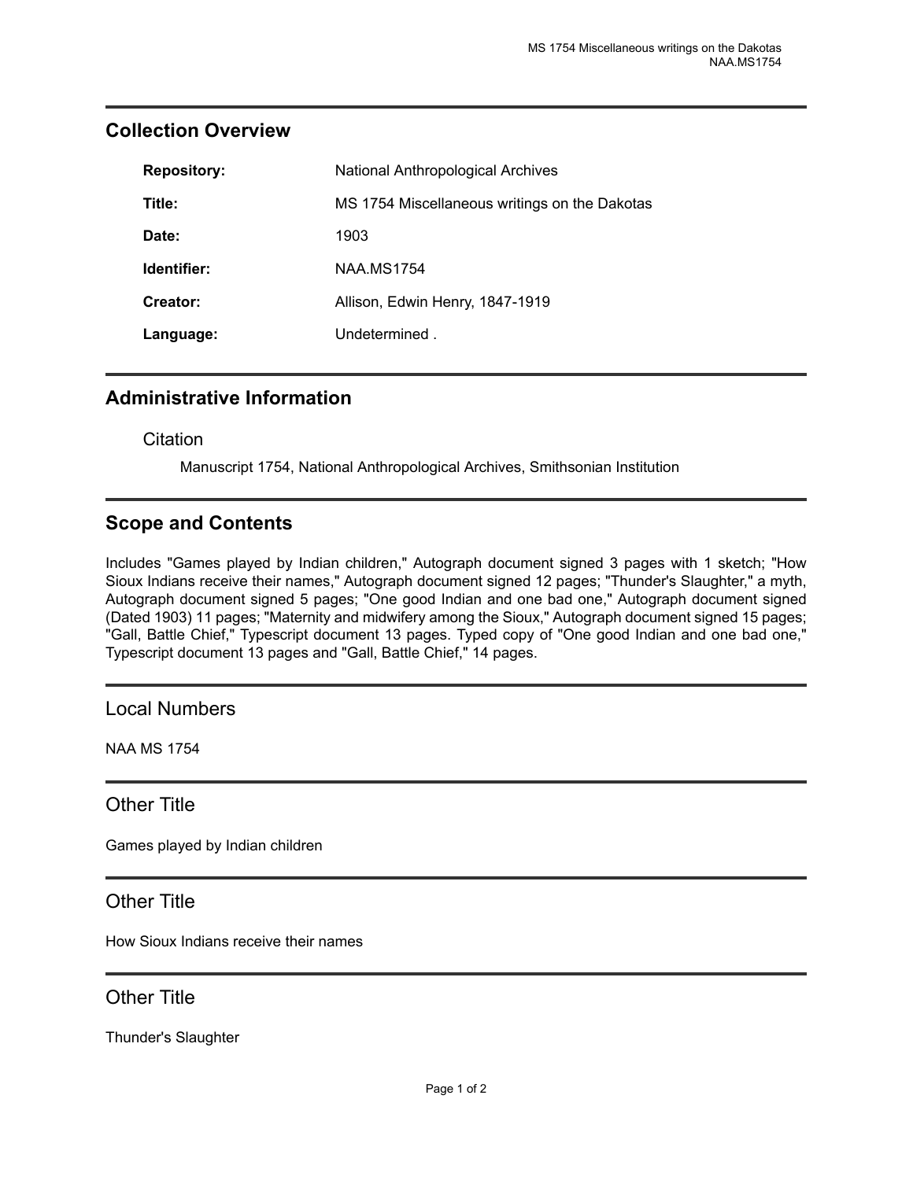## Collection Overview

**Repository:** National Anthropological Archives

**Title:** MS 1754 Miscellaneous writings on the Dakotas

**Date:** 1903

**Identifier:** NAA.MS1754

**Creator:** Allison, Edwin Henry, 1847-1919

**Language:** Undetermined .

## Administrative Information

### Citation

Manuscript 1754, National Anthropological Archives, Smithsonian Institution

## Scope and Contents

Includes "Games played by Indian children," Autograph document signed 3 pages with 1 sketch; "How Sioux Indians receive their names," Autograph document signed 12 pages; "Thunder's Slaughter," a myth, Autograph document signed 5 pages; "One good Indian and one bad one," Autograph document signed (Dated 1903) 11 pages; "Maternity and midwifery among the Sioux," Autograph document signed 15 pages; "Gall, Battle Chief," Typescript document 13 pages. Typed copy of "One good Indian and one bad one," Typescript document 13 pages and "Gall, Battle Chief," 14 pages.

## Local Numbers

NAA MS 1754

## Other Title

Games played by Indian children

## Other Title

How Sioux Indians receive their names

## Other Title

Thunder's Slaughter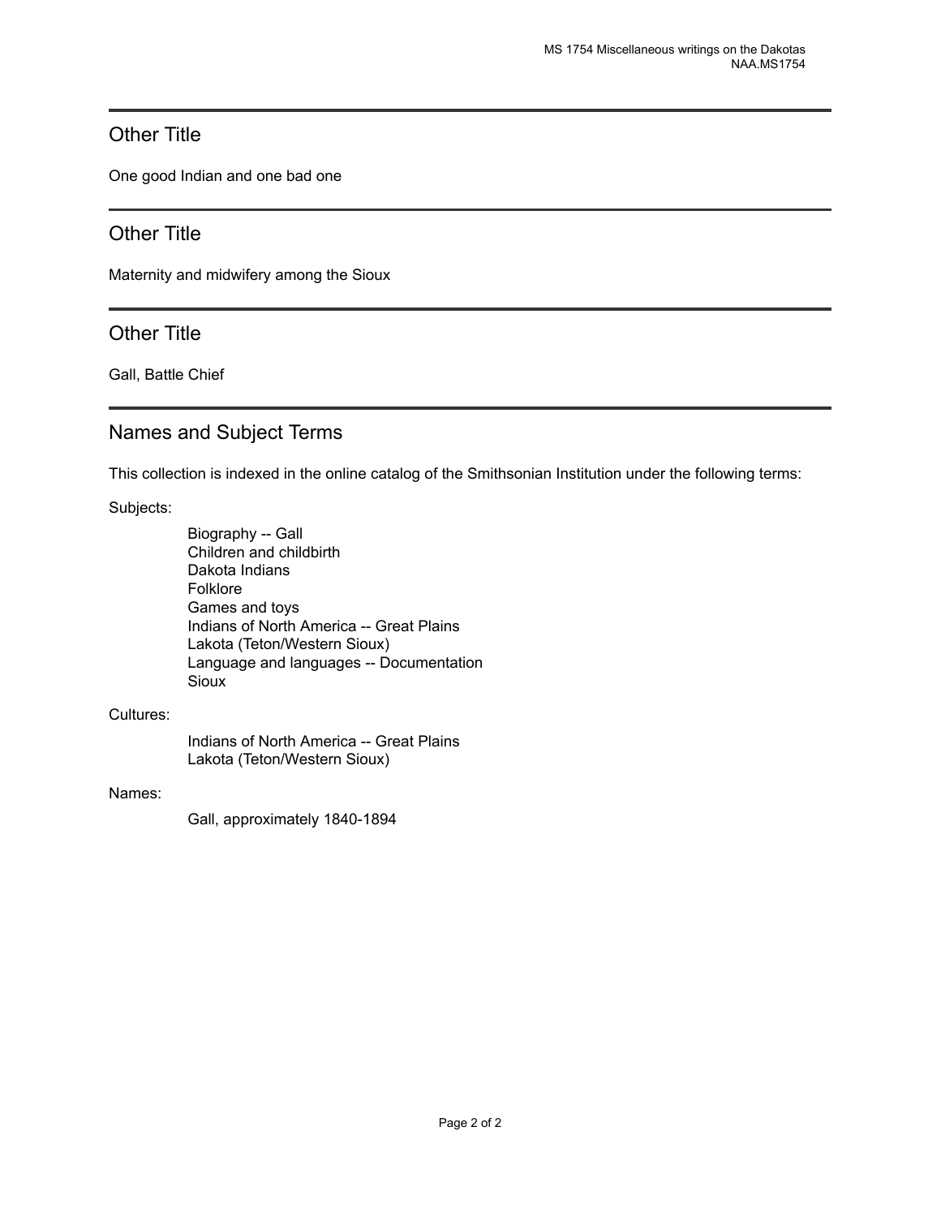## Other Title

One good Indian and one bad one

## Other Title

Maternity and midwifery among the Sioux

## Other Title

Gall, Battle Chief

## Names and Subject Terms

This collection is indexed in the online catalog of the Smithsonian Institution under the following terms:

Subjects:

- Biography -- Gall
- Children and childbirth
- Dakota Indians
- Folklore
- Games and toys
- Indians of North America -- Great Plains
- Lakota (Teton/Western Sioux)
- Language and languages -- Documentation
- Sioux

Cultures:

- Indians of North America -- Great Plains
- Lakota (Teton/Western Sioux)

Names:

- Gall, approximately 1840-1894